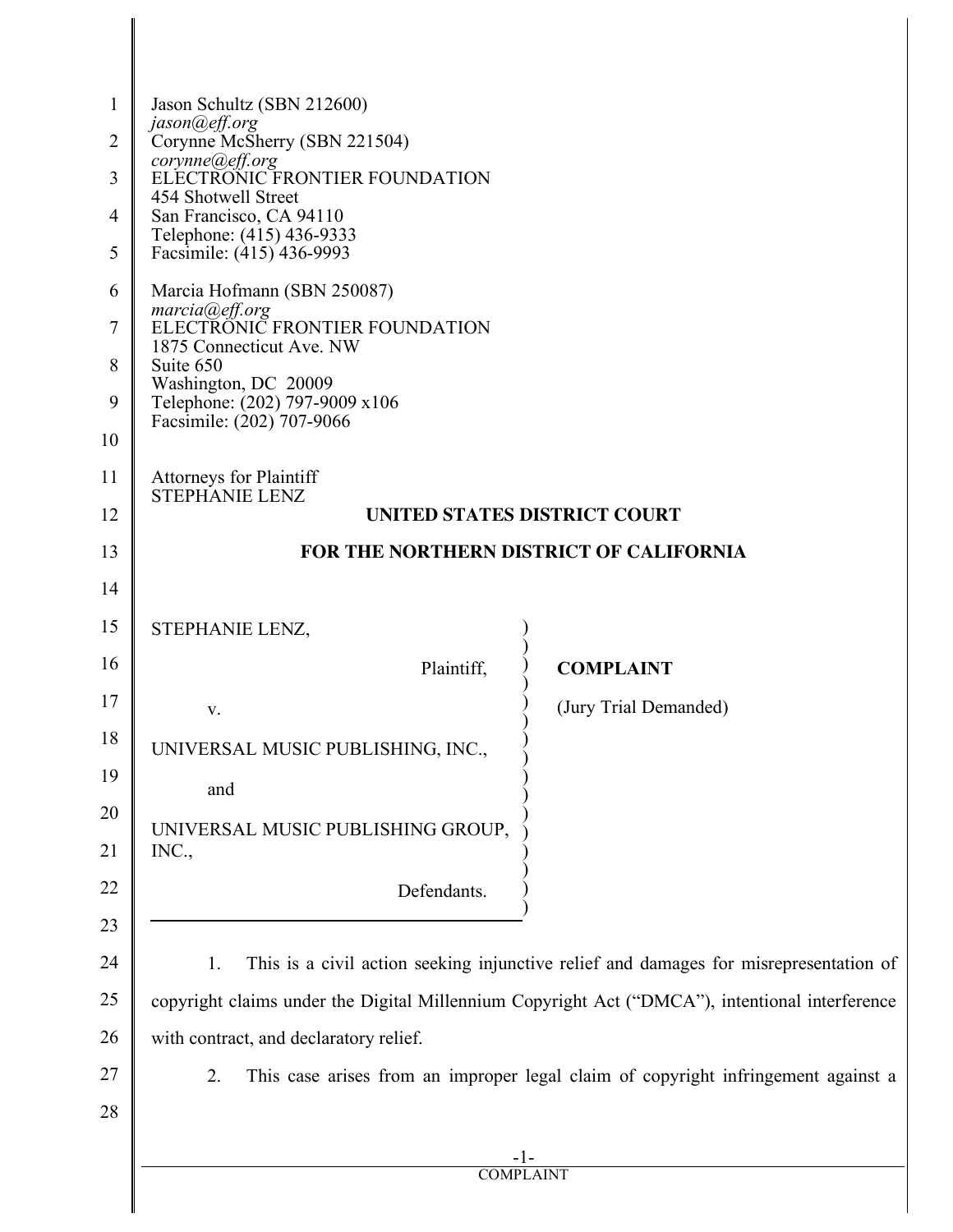Jason Schultz (SBN 212600)
*jason@eff.org*
Corynne McSherry (SBN 221504)
*corynne@eff.org*
ELECTRONIC FRONTIER FOUNDATION
454 Shotwell Street
San Francisco, CA 94110
Telephone: (415) 436-9333
Facsimile: (415) 436-9993

Marcia Hofmann (SBN 250087)
*marcia@eff.org*
ELECTRONIC FRONTIER FOUNDATION
1875 Connecticut Ave. NW
Suite 650
Washington, DC 20009
Telephone: (202) 797-9009 x106
Facsimile: (202) 707-9066

Attorneys for Plaintiff
STEPHANIE LENZ

**UNITED STATES DISTRICT COURT**

**FOR THE NORTHERN DISTRICT OF CALIFORNIA**

| | |
|---|---|
| STEPHANIE LENZ,<br><br>Plaintiff,<br><br>v.<br><br>UNIVERSAL MUSIC PUBLISHING, INC.,<br><br>and<br><br>UNIVERSAL MUSIC PUBLISHING GROUP, INC.,<br><br>Defendants. | **COMPLAINT**<br><br>(Jury Trial Demanded) |

1. This is a civil action seeking injunctive relief and damages for misrepresentation of copyright claims under the Digital Millennium Copyright Act ("DMCA"), intentional interference with contract, and declaratory relief.

2. This case arises from an improper legal claim of copyright infringement against a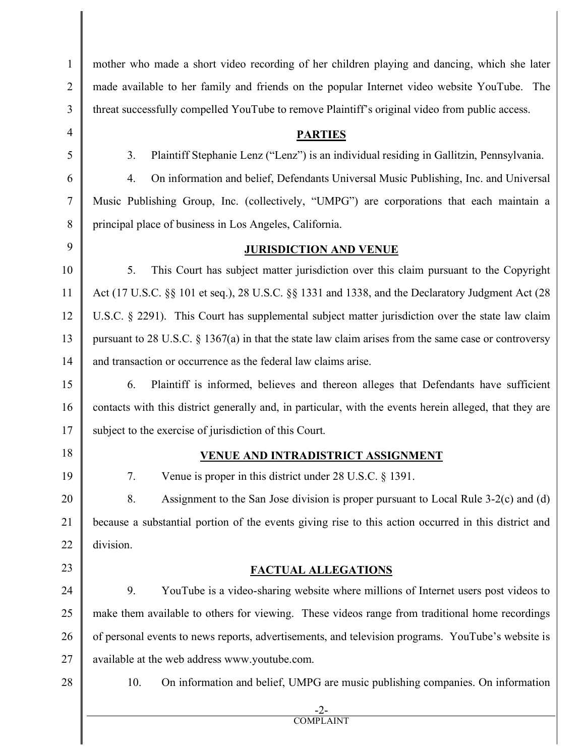mother who made a short video recording of her children playing and dancing, which she later made available to her family and friends on the popular Internet video website YouTube. The threat successfully compelled YouTube to remove Plaintiff's original video from public access.

## PARTIES

3. Plaintiff Stephanie Lenz ("Lenz") is an individual residing in Gallitzin, Pennsylvania.

4. On information and belief, Defendants Universal Music Publishing, Inc. and Universal Music Publishing Group, Inc. (collectively, "UMPG") are corporations that each maintain a principal place of business in Los Angeles, California.

## JURISDICTION AND VENUE

5. This Court has subject matter jurisdiction over this claim pursuant to the Copyright Act (17 U.S.C. §§ 101 et seq.), 28 U.S.C. §§ 1331 and 1338, and the Declaratory Judgment Act (28 U.S.C. § 2291). This Court has supplemental subject matter jurisdiction over the state law claim pursuant to 28 U.S.C. § 1367(a) in that the state law claim arises from the same case or controversy and transaction or occurrence as the federal law claims arise.

6. Plaintiff is informed, believes and thereon alleges that Defendants have sufficient contacts with this district generally and, in particular, with the events herein alleged, that they are subject to the exercise of jurisdiction of this Court.

## VENUE AND INTRADISTRICT ASSIGNMENT

7. Venue is proper in this district under 28 U.S.C. § 1391.

8. Assignment to the San Jose division is proper pursuant to Local Rule 3-2(c) and (d) because a substantial portion of the events giving rise to this action occurred in this district and division.

## FACTUAL ALLEGATIONS

9. YouTube is a video-sharing website where millions of Internet users post videos to make them available to others for viewing. These videos range from traditional home recordings of personal events to news reports, advertisements, and television programs. YouTube's website is available at the web address www.youtube.com.

10. On information and belief, UMPG are music publishing companies. On information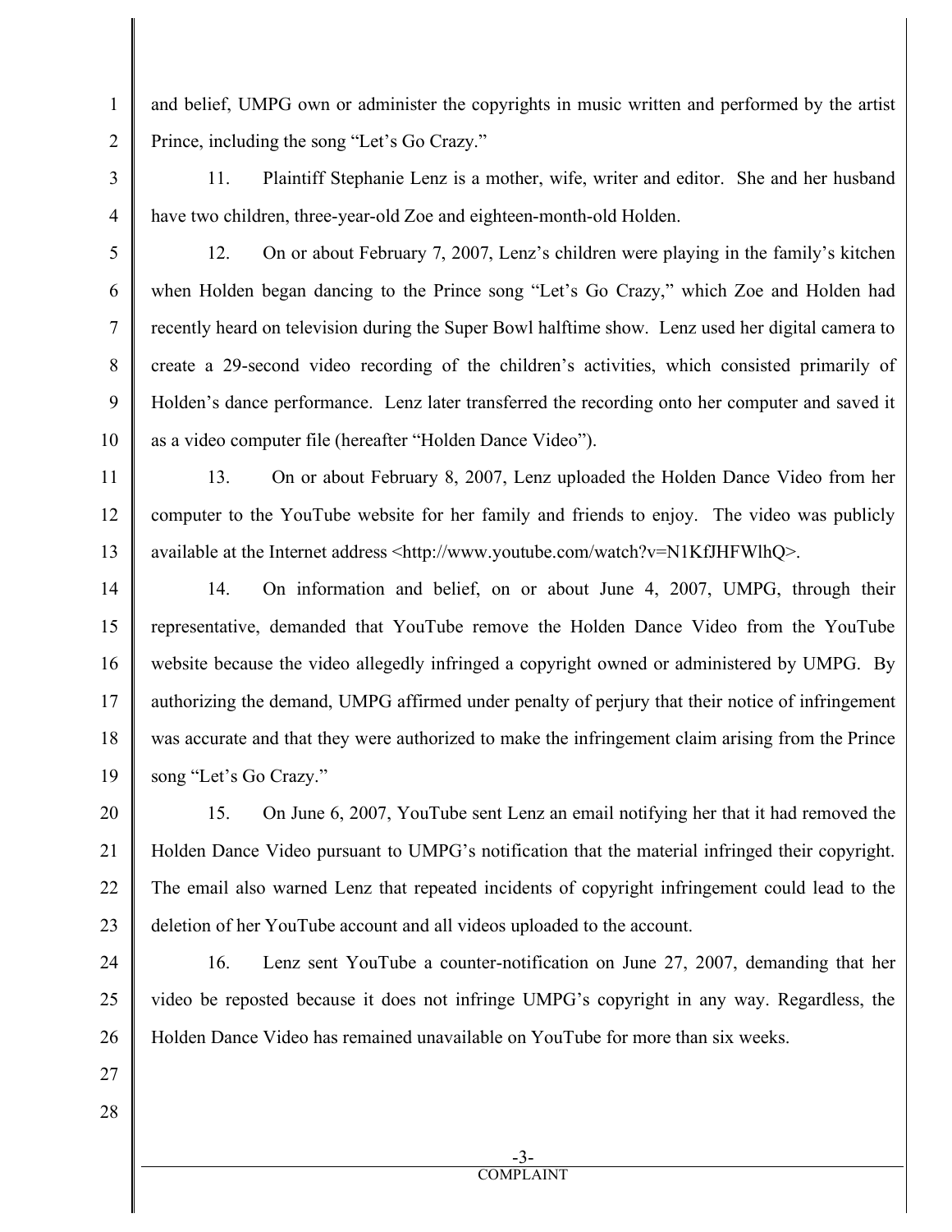and belief, UMPG own or administer the copyrights in music written and performed by the artist Prince, including the song "Let's Go Crazy."

11. Plaintiff Stephanie Lenz is a mother, wife, writer and editor. She and her husband have two children, three-year-old Zoe and eighteen-month-old Holden.

12. On or about February 7, 2007, Lenz's children were playing in the family's kitchen when Holden began dancing to the Prince song "Let's Go Crazy," which Zoe and Holden had recently heard on television during the Super Bowl halftime show. Lenz used her digital camera to create a 29-second video recording of the children's activities, which consisted primarily of Holden's dance performance. Lenz later transferred the recording onto her computer and saved it as a video computer file (hereafter "Holden Dance Video").

13. On or about February 8, 2007, Lenz uploaded the Holden Dance Video from her computer to the YouTube website for her family and friends to enjoy. The video was publicly available at the Internet address <http://www.youtube.com/watch?v=N1KfJHFWlhQ>.

14. On information and belief, on or about June 4, 2007, UMPG, through their representative, demanded that YouTube remove the Holden Dance Video from the YouTube website because the video allegedly infringed a copyright owned or administered by UMPG. By authorizing the demand, UMPG affirmed under penalty of perjury that their notice of infringement was accurate and that they were authorized to make the infringement claim arising from the Prince song "Let's Go Crazy."

15. On June 6, 2007, YouTube sent Lenz an email notifying her that it had removed the Holden Dance Video pursuant to UMPG's notification that the material infringed their copyright. The email also warned Lenz that repeated incidents of copyright infringement could lead to the deletion of her YouTube account and all videos uploaded to the account.

16. Lenz sent YouTube a counter-notification on June 27, 2007, demanding that her video be reposted because it does not infringe UMPG's copyright in any way. Regardless, the Holden Dance Video has remained unavailable on YouTube for more than six weeks.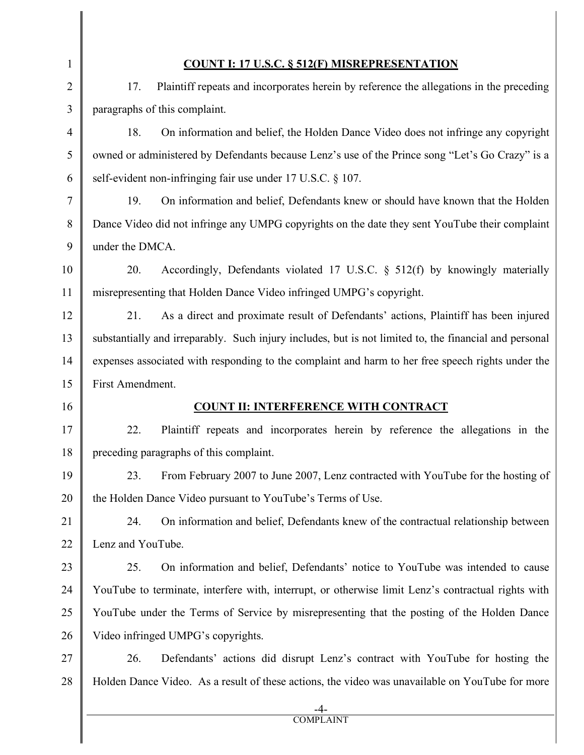## COUNT I: 17 U.S.C. § 512(F) MISREPRESENTATION

17. Plaintiff repeats and incorporates herein by reference the allegations in the preceding paragraphs of this complaint.

18. On information and belief, the Holden Dance Video does not infringe any copyright owned or administered by Defendants because Lenz's use of the Prince song "Let's Go Crazy" is a self-evident non-infringing fair use under 17 U.S.C. § 107.

19. On information and belief, Defendants knew or should have known that the Holden Dance Video did not infringe any UMPG copyrights on the date they sent YouTube their complaint under the DMCA.

20. Accordingly, Defendants violated 17 U.S.C. § 512(f) by knowingly materially misrepresenting that Holden Dance Video infringed UMPG's copyright.

21. As a direct and proximate result of Defendants' actions, Plaintiff has been injured substantially and irreparably. Such injury includes, but is not limited to, the financial and personal expenses associated with responding to the complaint and harm to her free speech rights under the First Amendment.

## COUNT II: INTERFERENCE WITH CONTRACT

22. Plaintiff repeats and incorporates herein by reference the allegations in the preceding paragraphs of this complaint.

23. From February 2007 to June 2007, Lenz contracted with YouTube for the hosting of the Holden Dance Video pursuant to YouTube's Terms of Use.

24. On information and belief, Defendants knew of the contractual relationship between Lenz and YouTube.

25. On information and belief, Defendants' notice to YouTube was intended to cause YouTube to terminate, interfere with, interrupt, or otherwise limit Lenz's contractual rights with YouTube under the Terms of Service by misrepresenting that the posting of the Holden Dance Video infringed UMPG's copyrights.

26. Defendants' actions did disrupt Lenz's contract with YouTube for hosting the Holden Dance Video. As a result of these actions, the video was unavailable on YouTube for more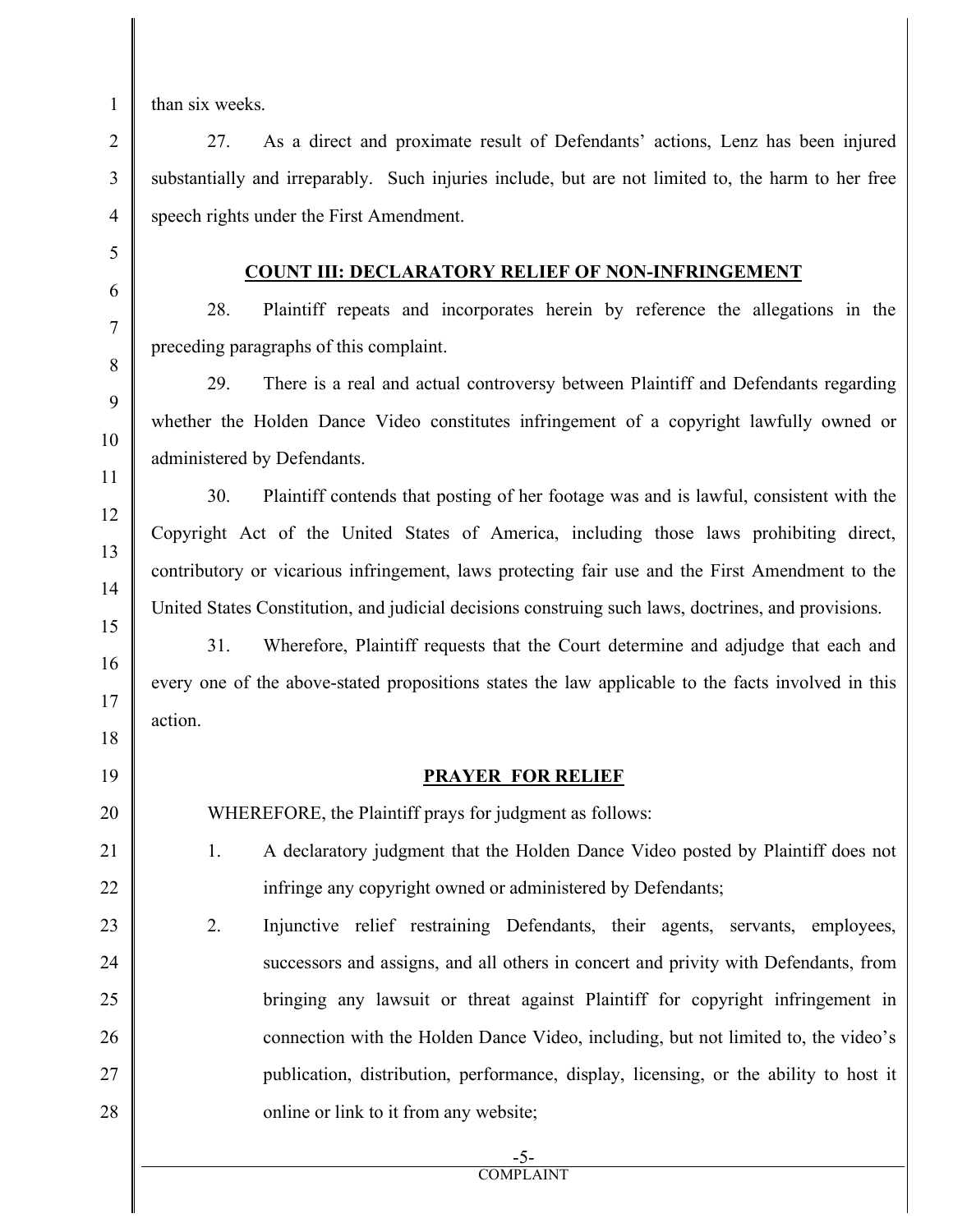than six weeks.

27. As a direct and proximate result of Defendants' actions, Lenz has been injured substantially and irreparably. Such injuries include, but are not limited to, the harm to her free speech rights under the First Amendment.

## **COUNT III: DECLARATORY RELIEF OF NON-INFRINGEMENT**

28. Plaintiff repeats and incorporates herein by reference the allegations in the preceding paragraphs of this complaint.

29. There is a real and actual controversy between Plaintiff and Defendants regarding whether the Holden Dance Video constitutes infringement of a copyright lawfully owned or administered by Defendants.

30. Plaintiff contends that posting of her footage was and is lawful, consistent with the Copyright Act of the United States of America, including those laws prohibiting direct, contributory or vicarious infringement, laws protecting fair use and the First Amendment to the United States Constitution, and judicial decisions construing such laws, doctrines, and provisions.

31. Wherefore, Plaintiff requests that the Court determine and adjudge that each and every one of the above-stated propositions states the law applicable to the facts involved in this action.

## **PRAYER FOR RELIEF**

WHEREFORE, the Plaintiff prays for judgment as follows:

1. A declaratory judgment that the Holden Dance Video posted by Plaintiff does not infringe any copyright owned or administered by Defendants;
2. Injunctive relief restraining Defendants, their agents, servants, employees, successors and assigns, and all others in concert and privity with Defendants, from bringing any lawsuit or threat against Plaintiff for copyright infringement in connection with the Holden Dance Video, including, but not limited to, the video's publication, distribution, performance, display, licensing, or the ability to host it online or link to it from any website;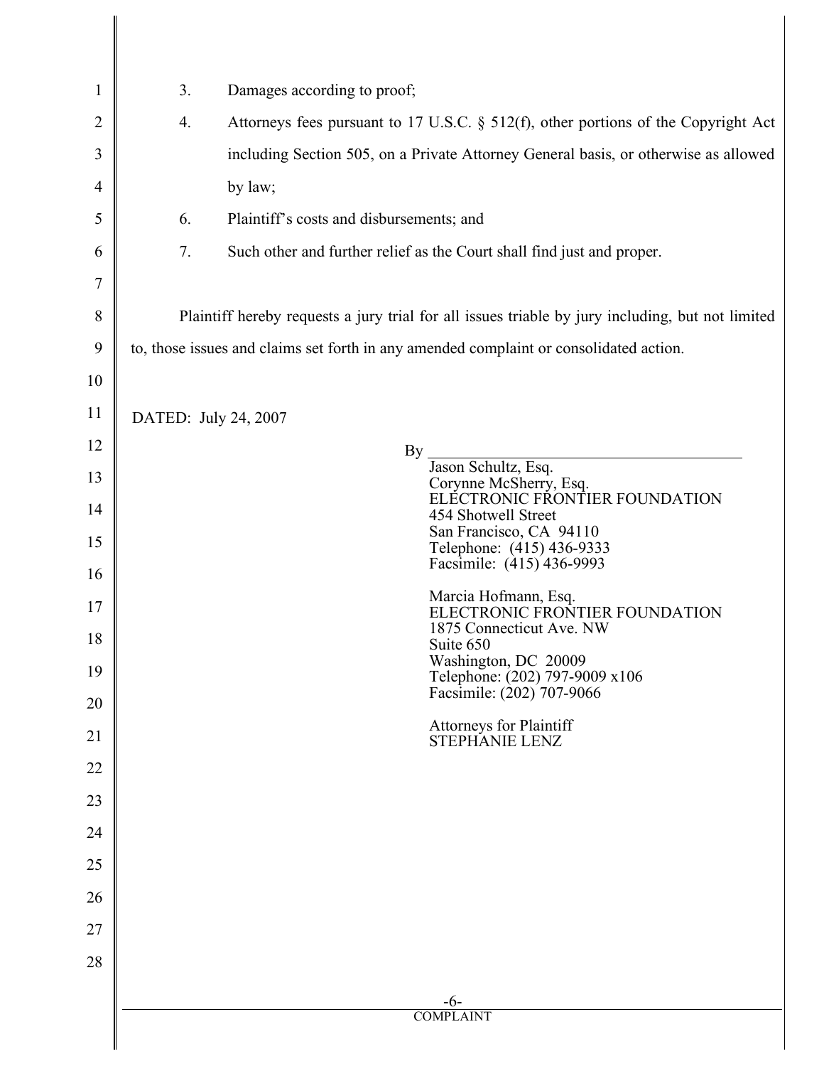3. Damages according to proof;

4. Attorneys fees pursuant to 17 U.S.C. § 512(f), other portions of the Copyright Act including Section 505, on a Private Attorney General basis, or otherwise as allowed by law;

6. Plaintiff's costs and disbursements; and

7. Such other and further relief as the Court shall find just and proper.

Plaintiff hereby requests a jury trial for all issues triable by jury including, but not limited to, those issues and claims set forth in any amended complaint or consolidated action.

DATED: July 24, 2007

By ______________________________

Jason Schultz, Esq.
Corynne McSherry, Esq.
ELECTRONIC FRONTIER FOUNDATION
454 Shotwell Street
San Francisco, CA 94110
Telephone: (415) 436-9333
Facsimile: (415) 436-9993

Marcia Hofmann, Esq.
ELECTRONIC FRONTIER FOUNDATION
1875 Connecticut Ave. NW
Suite 650
Washington, DC 20009
Telephone: (202) 797-9009 x106
Facsimile: (202) 707-9066

Attorneys for Plaintiff
STEPHANIE LENZ

COMPLAINT